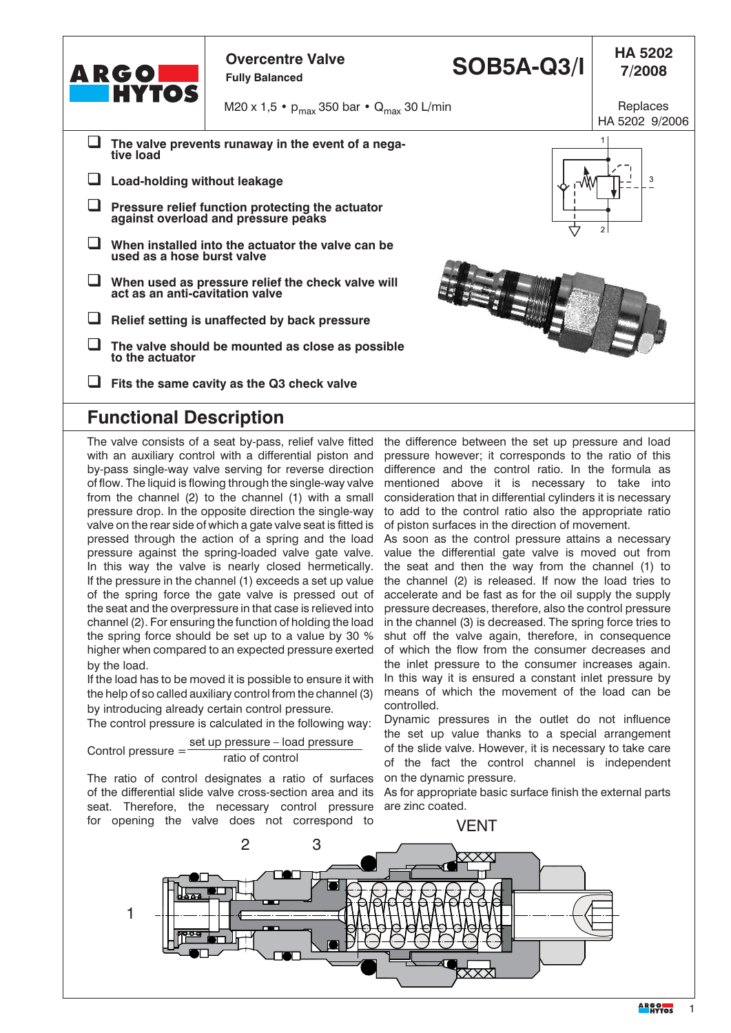ARGO HYTOS

# Overcentre Valve

**Fully Balanced**

# SOB5A-Q3/I

**HA 5202 7/2008**

M20 x 1,5 • $p_{max}$ 350 bar • $Q_{max}$ 30 L/min

Replaces HA 5202 9/2006

- **The valve prevents runaway in the event of a negative load**
- **Load-holding without leakage**
- **Pressure relief function protecting the actuator against overload and pressure peaks**
- **When installed into the actuator the valve can be used as a hose burst valve**
- **When used as pressure relief the check valve will act as an anti-cavitation valve**
- **Relief setting is unaffected by back pressure**
- **The valve should be mounted as close as possible to the actuator**
- **Fits the same cavity as the Q3 check valve**

## Functional Description

The valve consists of a seat by-pass, relief valve fitted with an auxiliary control with a differential piston and by-pass single-way valve serving for reverse direction of flow. The liquid is flowing through the single-way valve from the channel (2) to the channel (1) with a small pressure drop. In the opposite direction the single-way valve on the rear side of which a gate valve seat is fitted is pressed through the action of a spring and the load pressure against the spring-loaded valve gate valve. In this way the valve is nearly closed hermetically. If the pressure in the channel (1) exceeds a set up value of the spring force the gate valve is pressed out of the seat and the overpressure in that case is relieved into channel (2). For ensuring the function of holding the load the spring force should be set up to a value by 30 % higher when compared to an expected pressure exerted by the load.

If the load has to be moved it is possible to ensure it with the help of so called auxiliary control from the channel (3) by introducing already certain control pressure.

The control pressure is calculated in the following way:

$$\text{Control pressure} = \frac{\text{set up pressure} - \text{load pressure}}{\text{ratio of control}}$$

The ratio of control designates a ratio of surfaces of the differential slide valve cross-section area and its seat. Therefore, the necessary control pressure for opening the valve does not correspond to the difference between the set up pressure and load pressure however; it corresponds to the ratio of this difference and the control ratio. In the formula as mentioned above it is necessary to take into consideration that in differential cylinders it is necessary to add to the control ratio also the appropriate ratio of piston surfaces in the direction of movement.

As soon as the control pressure attains a necessary value the differential gate valve is moved out from the seat and then the way from the channel (1) to the channel (2) is released. If now the load tries to accelerate and be fast as for the oil supply the supply pressure decreases, therefore, also the control pressure in the channel (3) is decreased. The spring force tries to shut off the valve again, therefore, in consequence of which the flow from the consumer decreases and the inlet pressure to the consumer increases again. In this way it is ensured a constant inlet pressure by means of which the movement of the load can be controlled.

Dynamic pressures in the outlet do not influence the set up value thanks to a special arrangement of the slide valve. However, it is necessary to take care of the fact the control channel is independent on the dynamic pressure.

As for appropriate basic surface finish the external parts are zinc coated.

VENT

2 3

1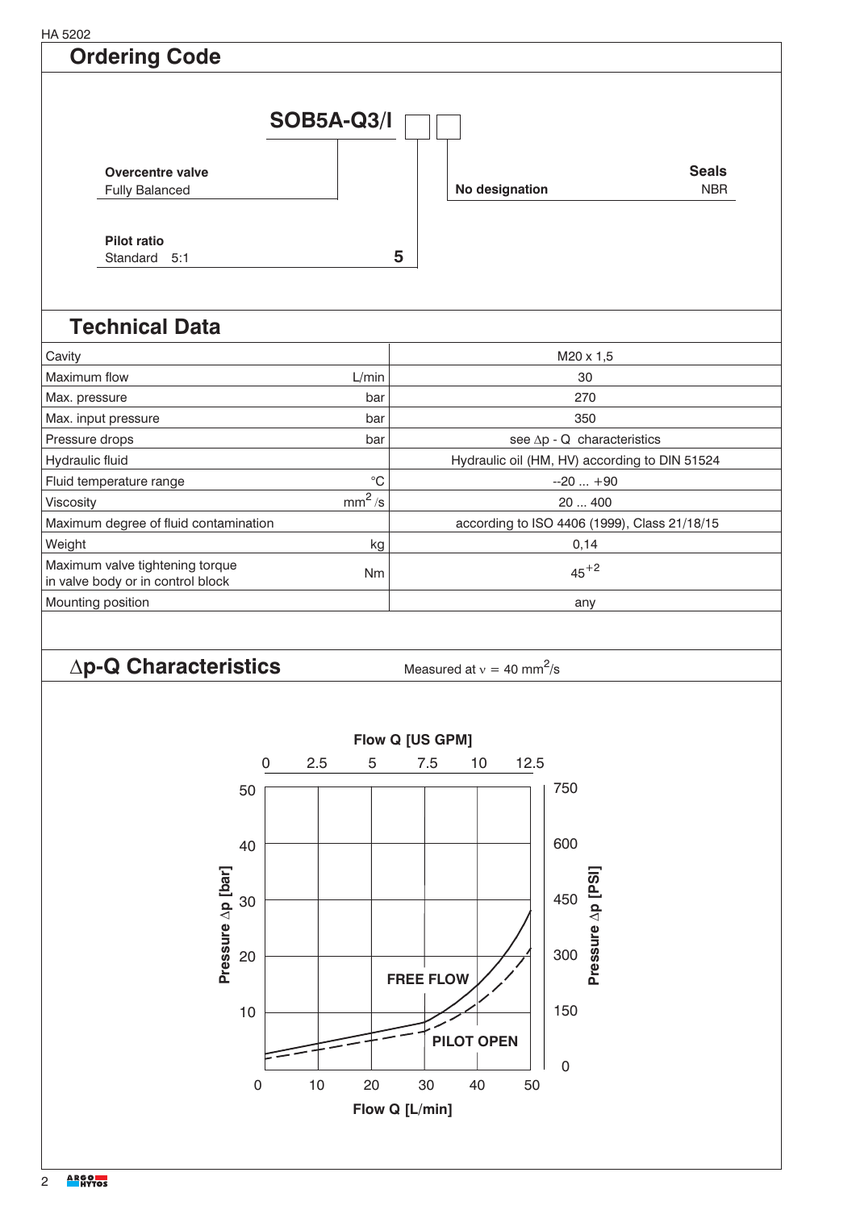## Ordering Code

**SOB5A-Q3/I** [ ] [ ]

**Overcentre valve**
Fully Balanced

**Pilot ratio**
Standard 5:1 — **5**

**No designation** — **Seals** NBR

## Technical Data

| | | |
|---|---|---|
| Cavity | | M20 x 1,5 |
| Maximum flow | L/min | 30 |
| Max. pressure | bar | 270 |
| Max. input pressure | bar | 350 |
| Pressure drops | bar | see $\Delta p$ - Q characteristics |
| Hydraulic fluid | | Hydraulic oil (HM, HV) according to DIN 51524 |
| Fluid temperature range | °C | --20 ... +90 |
| Viscosity | $mm^2/s$ | 20 ... 400 |
| Maximum degree of fluid contamination | | according to ISO 4406 (1999), Class 21/18/15 |
| Weight | kg | 0,14 |
| Maximum valve tightening torque in valve body or in control block | Nm | $45^{+2}$ |
| Mounting position | | any |

## $\Delta p$-Q Characteristics

Measured at $\nu = 40\ mm^2/s$

Flow Q [US GPM]: 0, 2.5, 5, 7.5, 10, 12.5

Pressure $\Delta p$ [bar]: 0, 10, 20, 30, 40, 50

Pressure $\Delta p$ [PSI]: 0, 150, 300, 450, 600, 750

Flow Q [L/min]: 0, 10, 20, 30, 40, 50

FREE FLOW

PILOT OPEN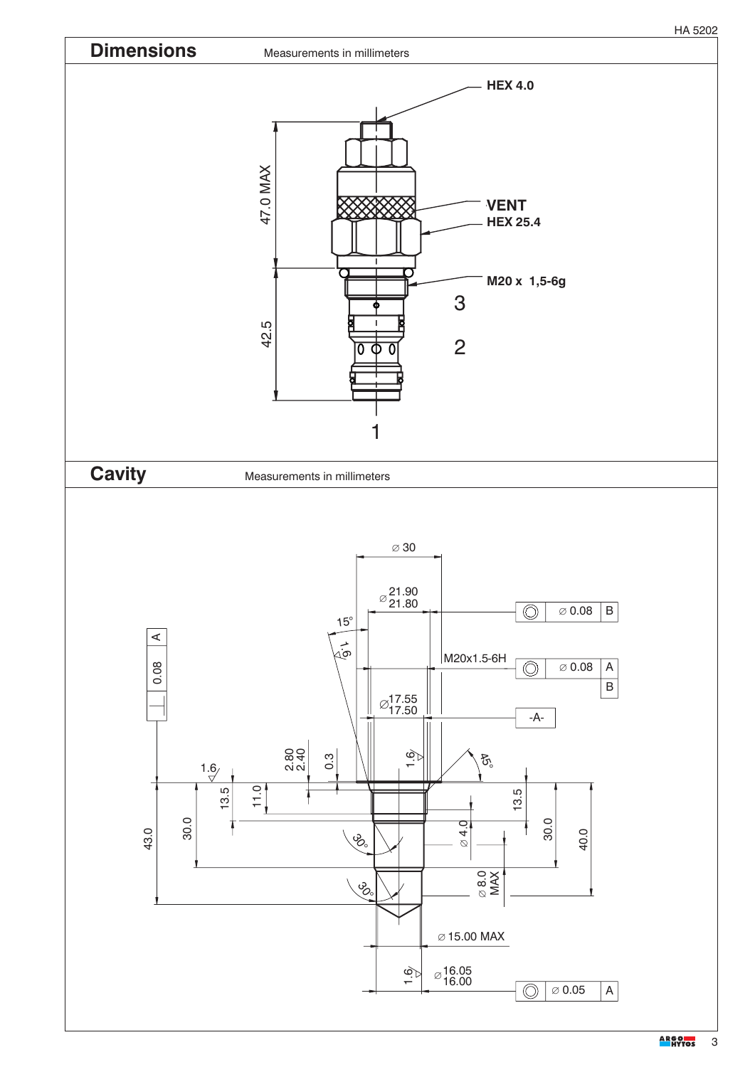## Dimensions

Measurements in millimeters

HEX 4.0

VENT

HEX 25.4

M20 x 1,5-6g

47.0 MAX

42.5

3

2

1

## Cavity

Measurements in millimeters

∅ 30

∅ 21.90 / 21.80

⊚ ∅ 0.08 B

15°

1.6

M20x1.5-6H

⊚ ∅ 0.08 A B

∅ 17.55 / 17.50

-A-

⊥ 0.08 A

2.80 / 2.40

0.3

1.6

45°

1.6

13.5

11.0

13.5

43.0

30.0

30°

∅ 4.0

30.0

40.0

30°

∅ 8.0 MAX

∅ 15.00 MAX

1.6

∅ 16.05 / 16.00

⊚ ∅ 0.05 A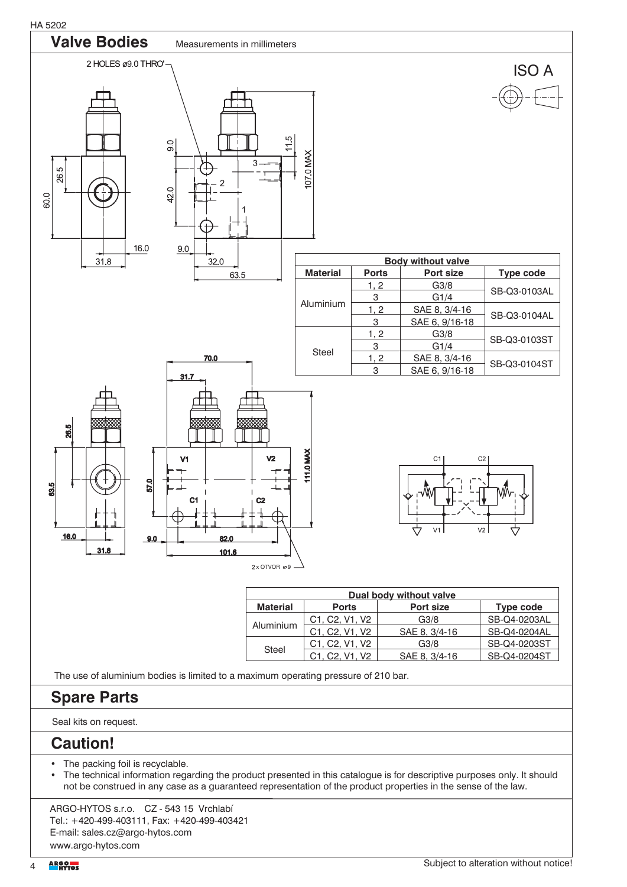## Valve Bodies

Measurements in millimeters

2 HOLES ø9.0 THRO'

ISO A

| Body without valve | | | |
|---|---|---|---|
| **Material** | **Ports** | **Port size** | **Type code** |
| Aluminium | 1, 2 | G3/8 | SB-Q3-0103AL |
| | 3 | G1/4 | |
| | 1, 2 | SAE 8, 3/4-16 | SB-Q3-0104AL |
| | 3 | SAE 6, 9/16-18 | |
| Steel | 1, 2 | G3/8 | SB-Q3-0103ST |
| | 3 | G1/4 | |
| | 1, 2 | SAE 8, 3/4-16 | SB-Q3-0104ST |
| | 3 | SAE 6, 9/16-18 | |

2 x OTVOR ø9

| Dual body without valve | | | |
|---|---|---|---|
| **Material** | **Ports** | **Port size** | **Type code** |
| Aluminium | C1, C2, V1, V2 | G3/8 | SB-Q4-0203AL |
| | C1, C2, V1, V2 | SAE 8, 3/4-16 | SB-Q4-0204AL |
| Steel | C1, C2, V1, V2 | G3/8 | SB-Q4-0203ST |
| | C1, C2, V1, V2 | SAE 8, 3/4-16 | SB-Q4-0204ST |

The use of aluminium bodies is limited to a maximum operating pressure of 210 bar.

## Spare Parts

Seal kits on request.

## Caution!

- The packing foil is recyclable.
- The technical information regarding the product presented in this catalogue is for descriptive purposes only. It should not be construed in any case as a guaranteed representation of the product properties in the sense of the law.

ARGO-HYTOS s.r.o. CZ - 543 15 Vrchlabí
Tel.: +420-499-403111, Fax: +420-499-403421
E-mail: sales.cz@argo-hytos.com
www.argo-hytos.com

Subject to alteration without notice!